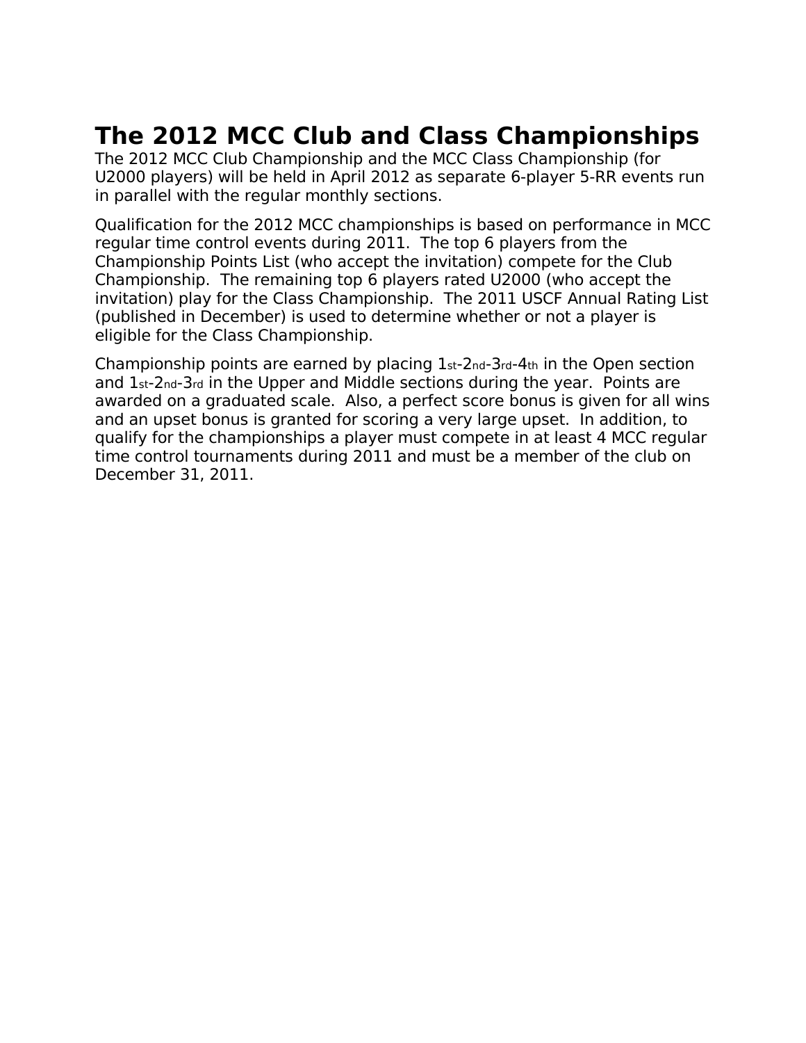# The 2012 MCC Club and Class Championships

The 2012 MCC Club Championship and the MCC Class Championship (for U2000 players) will be held in April 2012 as separate 6-player 5-RR events run in parallel with the regular monthly sections.

Qualification for the 2012 MCC championships is based on performance in MCC regular time control events during 2011. The top 6 players from the Championship Points List (who accept the invitation) compete for the Club Championship. The remaining top 6 players rated U2000 (who accept the invitation) play for the Class Championship. The 2011 USCF Annual Rating List (published in December) is used to determine whether or not a player is eligible for the Class Championship.

Championship points are earned by placing 1st-2nd-3rd-4th in the Open section and 1st-2nd-3rd in the Upper and Middle sections during the year. Points are awarded on a graduated scale. Also, a perfect score bonus is given for all wins and an upset bonus is granted for scoring a very large upset. In addition, to qualify for the championships a player must compete in at least 4 MCC regular time control tournaments during 2011 and must be a member of the club on December 31, 2011.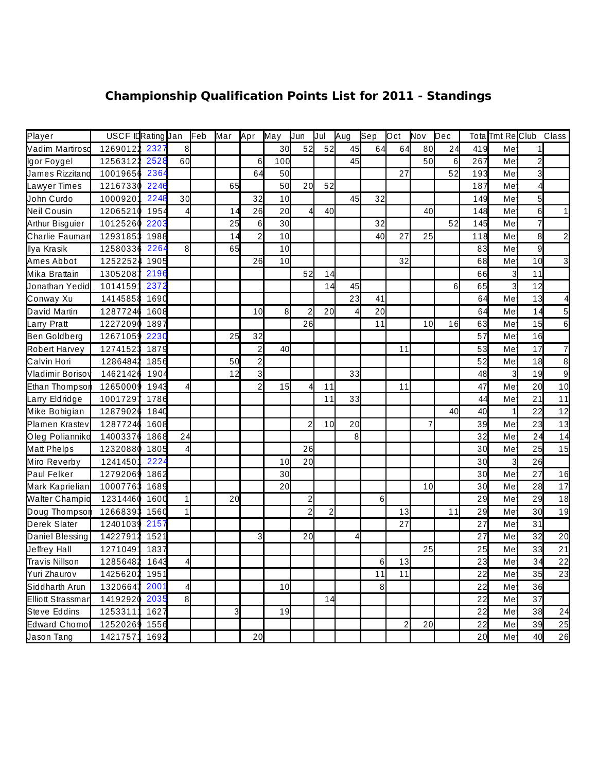# Championship Qualification Points List for 2011 - Standings

| Player | USCF ID | Rating | Jan | Feb | Mar | Apr | May | Jun | Jul | Aug | Sep | Oct | Nov | Dec | Total | Tmt Re | Club | Class |
|---|---|---|---|---|---|---|---|---|---|---|---|---|---|---|---|---|---|---|
| Vadim Martirosc | 12690122 | 2327 | 8 | | | | 30 | 52 | 52 | 45 | 64 | 64 | 80 | 24 | 419 | Met | 1 | |
| Igor Foygel | 12563122 | 2528 | 60 | | | 6 | 100 | | | 45 | | | 50 | 6 | 267 | Met | 2 | |
| James Rizzitano | 10019656 | 2364 | | | | 64 | 50 | | | | | 27 | | 52 | 193 | Met | 3 | |
| Lawyer Times | 12167330 | 2246 | | | 65 | | 50 | 20 | 52 | | | | | | 187 | Met | 4 | |
| John Curdo | 10009201 | 2248 | 30 | | | 32 | 10 | | | 45 | 32 | | | | 149 | Met | 5 | |
| Neil Cousin | 12065210 | 1954 | 4 | | 14 | 26 | 20 | 4 | 40 | | | | 40 | | 148 | Met | 6 | 1 |
| Arthur Bisguier | 10125260 | 2203 | | | 25 | 6 | 30 | | | | 32 | | | 52 | 145 | Met | 7 | |
| Charlie Fauman | 12931853 | 1988 | | | 14 | 2 | 10 | | | | 40 | 27 | 25 | | 118 | Met | 8 | 2 |
| Ilya Krasik | 12580336 | 2264 | 8 | | 65 | | 10 | | | | | | | | 83 | Met | 9 | |
| Ames Abbot | 12522524 | 1905 | | | | 26 | 10 | | | | | 32 | | | 68 | Met | 10 | 3 |
| Mika Brattain | 13052087 | 2196 | | | | | | 52 | 14 | | | | | | 66 | 3 | 11 | |
| Jonathan Yedid | 10141591 | 2372 | | | | | | | 14 | 45 | | | | 6 | 65 | 3 | 12 | |
| Conway Xu | 14145858 | 1690 | | | | | | | | 23 | 41 | | | | 64 | Met | 13 | 4 |
| David Martin | 12877246 | 1608 | | | | 10 | 8 | 2 | 20 | 4 | 20 | | | | 64 | Met | 14 | 5 |
| Larry Pratt | 12272090 | 1897 | | | | | | 26 | | | 11 | | 10 | 16 | 63 | Met | 15 | 6 |
| Ben Goldberg | 12671059 | 2230 | | | 25 | 32 | | | | | | | | | 57 | Met | 16 | |
| Robert Harvey | 12741523 | 1879 | | | | 2 | 40 | | | | | 11 | | | 53 | Met | 17 | 7 |
| Calvin Hori | 12864842 | 1856 | | | 50 | 2 | | | | | | | | | 52 | Met | 18 | 8 |
| Vladimir Borisov | 14621426 | 1904 | | | 12 | 3 | | | | 33 | | | | | 48 | 3 | 19 | 9 |
| Ethan Thompson | 12650009 | 1943 | 4 | | | 2 | 15 | 4 | 11 | | | 11 | | | 47 | Met | 20 | 10 |
| Larry Eldridge | 10017297 | 1786 | | | | | | | 11 | 33 | | | | | 44 | Met | 21 | 11 |
| Mike Bohigian | 12879026 | 1840 | | | | | | | | | | | | 40 | 40 | 1 | 22 | 12 |
| Plamen Krastev | 12877246 | 1608 | | | | | | 2 | 10 | 20 | | | 7 | | 39 | Met | 23 | 13 |
| Oleg Polianniko | 14003376 | 1868 | 24 | | | | | | | 8 | | | | | 32 | Met | 24 | 14 |
| Matt Phelps | 12320880 | 1805 | 4 | | | | | 26 | | | | | | | 30 | Met | 25 | 15 |
| Miro Reverby | 12414501 | 2224 | | | | | 10 | 20 | | | | | | | 30 | 3 | 26 | |
| Paul Felker | 12792069 | 1862 | | | | | 30 | | | | | | | | 30 | Met | 27 | 16 |
| Mark Kaprielian | 10007763 | 1689 | | | | | 20 | | | | | | 10 | | 30 | Met | 28 | 17 |
| Walter Champio | 12314460 | 1600 | 1 | | 20 | | | 2 | | | 6 | | | | 29 | Met | 29 | 18 |
| Doug Thompson | 12668393 | 1560 | 1 | | | | | 2 | 2 | | | 13 | | 11 | 29 | Met | 30 | 19 |
| Derek Slater | 12401039 | 2157 | | | | | | | | | | 27 | | | 27 | Met | 31 | |
| Daniel Blessing | 14227912 | 1521 | | | | 3 | | 20 | | 4 | | | | | 27 | Met | 32 | 20 |
| Jeffrey Hall | 12710491 | 1837 | | | | | | | | | | | 25 | | 25 | Met | 33 | 21 |
| Travis Nillson | 12856482 | 1643 | 4 | | | | | | | | 6 | 13 | | | 23 | Met | 34 | 22 |
| Yuri Zhaurov | 14256202 | 1951 | | | | | | | | | 11 | 11 | | | 22 | Met | 35 | 23 |
| Siddharth Arun | 13206647 | 2001 | 4 | | | | 10 | | | | 8 | | | | 22 | Met | 36 | |
| Elliott Strassman | 14192920 | 2035 | 8 | | | | | | 14 | | | | | | 22 | Met | 37 | |
| Steve Eddins | 12533111 | 1627 | | | 3 | | 19 | | | | | | | | 22 | Met | 38 | 24 |
| Edward Chomol | 12520269 | 1556 | | | | | | | | | | 2 | 20 | | 22 | Met | 39 | 25 |
| Jason Tang | 14217571 | 1692 | | | | 20 | | | | | | | | | 20 | Met | 40 | 26 |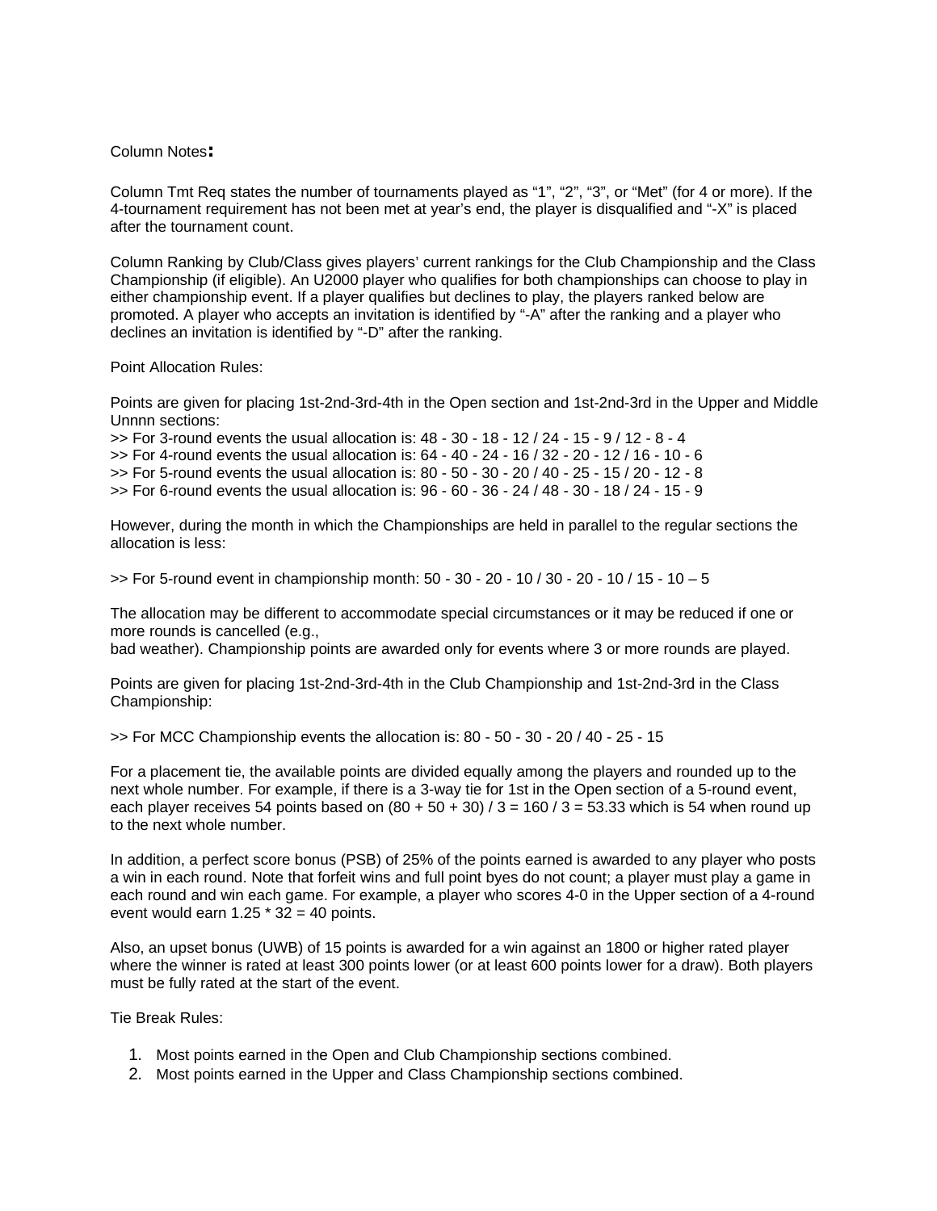Column Notes**:**

Column Tmt Req states the number of tournaments played as “1”, “2”, “3”, or “Met” (for 4 or more). If the 4-tournament requirement has not been met at year’s end, the player is disqualified and “-X” is placed after the tournament count.

Column Ranking by Club/Class gives players’ current rankings for the Club Championship and the Class Championship (if eligible). An U2000 player who qualifies for both championships can choose to play in either championship event. If a player qualifies but declines to play, the players ranked below are promoted. A player who accepts an invitation is identified by “-A” after the ranking and a player who declines an invitation is identified by “-D” after the ranking.

Point Allocation Rules:

Points are given for placing 1st-2nd-3rd-4th in the Open section and 1st-2nd-3rd in the Upper and Middle Unnnn sections:

>> For 3-round events the usual allocation is: 48 - 30 - 18 - 12 / 24 - 15 - 9 / 12 - 8 - 4
>> For 4-round events the usual allocation is: 64 - 40 - 24 - 16 / 32 - 20 - 12 / 16 - 10 - 6
>> For 5-round events the usual allocation is: 80 - 50 - 30 - 20 / 40 - 25 - 15 / 20 - 12 - 8
>> For 6-round events the usual allocation is: 96 - 60 - 36 - 24 / 48 - 30 - 18 / 24 - 15 - 9

However, during the month in which the Championships are held in parallel to the regular sections the allocation is less:

>> For 5-round event in championship month: 50 - 30 - 20 - 10 / 30 - 20 - 10 / 15 - 10 – 5

The allocation may be different to accommodate special circumstances or it may be reduced if one or more rounds is cancelled (e.g.,
bad weather). Championship points are awarded only for events where 3 or more rounds are played.

Points are given for placing 1st-2nd-3rd-4th in the Club Championship and 1st-2nd-3rd in the Class Championship:

>> For MCC Championship events the allocation is: 80 - 50 - 30 - 20 / 40 - 25 - 15

For a placement tie, the available points are divided equally among the players and rounded up to the next whole number. For example, if there is a 3-way tie for 1st in the Open section of a 5-round event, each player receives 54 points based on $(80 + 50 + 30) / 3 = 160 / 3 = 53.33$ which is 54 when round up to the next whole number.

In addition, a perfect score bonus (PSB) of 25% of the points earned is awarded to any player who posts a win in each round. Note that forfeit wins and full point byes do not count; a player must play a game in each round and win each game. For example, a player who scores 4-0 in the Upper section of a 4-round event would earn $1.25 * 32 = 40$ points.

Also, an upset bonus (UWB) of 15 points is awarded for a win against an 1800 or higher rated player where the winner is rated at least 300 points lower (or at least 600 points lower for a draw). Both players must be fully rated at the start of the event.

Tie Break Rules:

1. Most points earned in the Open and Club Championship sections combined.
2. Most points earned in the Upper and Class Championship sections combined.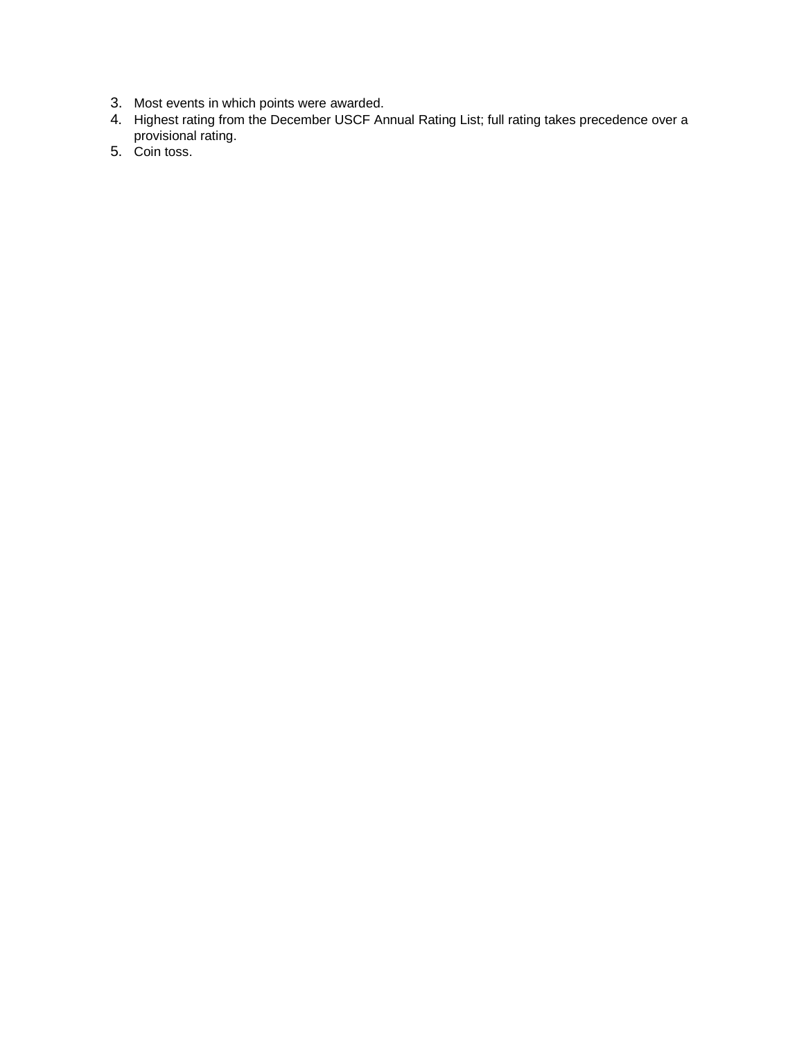3. Most events in which points were awarded.
4. Highest rating from the December USCF Annual Rating List; full rating takes precedence over a provisional rating.
5. Coin toss.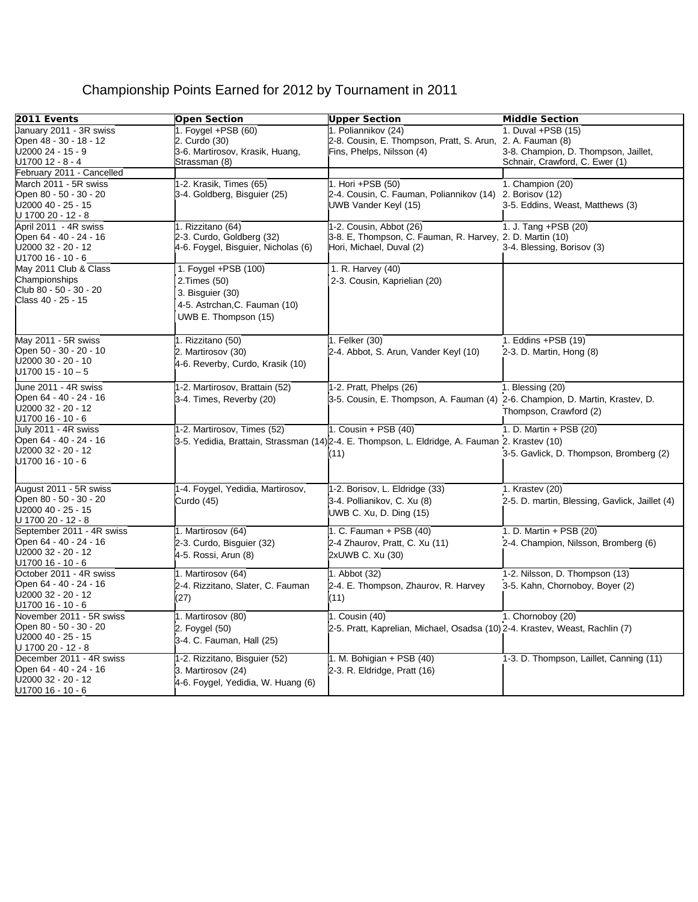# Championship Points Earned for 2012 by Tournament in 2011

| 2011 Events | Open Section | Upper Section | Middle Section |
|---|---|---|---|
| January 2011 - 3R swiss<br>Open 48 - 30 - 18 - 12<br>U2000 24 - 15 - 9<br>U1700 12 - 8 - 4 | 1. Foygel +PSB (60)<br>2. Curdo (30)<br>3-6. Martirosov, Krasik, Huang, Strassman (8) | 1. Poliannikov (24)<br>2-8. Cousin, E. Thompson, Pratt, S. Arun, Fins, Phelps, Nilsson (4) | 1. Duval +PSB (15)<br>2. A. Fauman (8)<br>3-8. Champion, D. Thompson, Jaillet, Schnair, Crawford, C. Ewer (1) |
| February 2011 - Cancelled | | | |
| March 2011 - 5R swiss<br>Open 80 - 50 - 30 - 20<br>U2000 40 - 25 - 15<br>U 1700 20 - 12 - 8 | 1-2. Krasik, Times (65)<br>3-4. Goldberg, Bisguier (25) | 1. Hori +PSB (50)<br>2-4. Cousin, C. Fauman, Poliannikov (14)<br>UWB Vander Keyl (15) | 1. Champion (20)<br>2. Borisov (12)<br>3-5. Eddins, Weast, Matthews (3) |
| April 2011 - 4R swiss<br>Open 64 - 40 - 24 - 16<br>U2000 32 - 20 - 12<br>U1700 16 - 10 - 6 | 1. Rizzitano (64)<br>2-3. Curdo, Goldberg (32)<br>4-6. Foygel, Bisguier, Nicholas (6) | 1-2. Cousin, Abbot (26)<br>3-8. E, Thompson, C. Fauman, R. Harvey, Hori, Michael, Duval (2) | 1. J. Tang +PSB (20)<br>2. D. Martin (10)<br>3-4. Blessing, Borisov (3) |
| May 2011 Club & Class Championships<br>Club 80 - 50 - 30 - 20<br>Class 40 - 25 - 15 | 1. Foygel +PSB (100)<br>2.Times (50)<br>3. Bisguier (30)<br>4-5. Astrchan,C. Fauman (10)<br>UWB E. Thompson (15) | 1. R. Harvey (40)<br>2-3. Cousin, Kaprielian (20) | |
| May 2011 - 5R swiss<br>Open 50 - 30 - 20 - 10<br>U2000 30 - 20 - 10<br>U1700 15 - 10 – 5 | 1. Rizzitano (50)<br>2. Martirosov (30)<br>4-6. Reverby, Curdo, Krasik (10) | 1. Felker (30)<br>2-4. Abbot, S. Arun, Vander Keyl (10) | 1. Eddins +PSB (19)<br>2-3. D. Martin, Hong (8) |
| June 2011 - 4R swiss<br>Open 64 - 40 - 24 - 16<br>U2000 32 - 20 - 12<br>U1700 16 - 10 - 6 | 1-2. Martirosov, Brattain (52)<br>3-4. Times, Reverby (20) | 1-2. Pratt, Phelps (26)<br>3-5. Cousin, E. Thompson, A. Fauman (4) | 1. Blessing (20)<br>2-6. Champion, D. Martin, Krastev, D. Thompson, Crawford (2) |
| July 2011 - 4R swiss<br>Open 64 - 40 - 24 - 16<br>U2000 32 - 20 - 12<br>U1700 16 - 10 - 6 | 1-2. Martirosov, Times (52)<br>3-5. Yedidia, Brattain, Strassman (14) | 1. Cousin + PSB (40)<br>2-4. E. Thompson, L. Eldridge, A. Fauman (11) | 1. D. Martin + PSB (20)<br>2. Krastev (10)<br>3-5. Gavlick, D. Thompson, Bromberg (2) |
| August 2011 - 5R swiss<br>Open 80 - 50 - 30 - 20<br>U2000 40 - 25 - 15<br>U 1700 20 - 12 - 8 | 1-4. Foygel, Yedidia, Martirosov, Curdo (45) | 1-2. Borisov, L. Eldridge (33)<br>3-4. Pollianikov, C. Xu (8)<br>UWB C. Xu, D. Ding (15) | 1. Krastev (20)<br>2-5. D. martin, Blessing, Gavlick, Jaillet (4) |
| September 2011 - 4R swiss<br>Open 64 - 40 - 24 - 16<br>U2000 32 - 20 - 12<br>U1700 16 - 10 - 6 | 1. Martirosov (64)<br>2-3. Curdo, Bisguier (32)<br>4-5. Rossi, Arun (8) | 1. C. Fauman + PSB (40)<br>2-4 Zhaurov, Pratt, C. Xu (11)<br>2xUWB C. Xu (30) | 1. D. Martin + PSB (20)<br>2-4. Champion, Nilsson, Bromberg (6) |
| October 2011 - 4R swiss<br>Open 64 - 40 - 24 - 16<br>U2000 32 - 20 - 12<br>U1700 16 - 10 - 6 | 1. Martirosov (64)<br>2-4. Rizzitano, Slater, C. Fauman (27) | 1. Abbot (32)<br>2-4. E. Thompson, Zhaurov, R. Harvey (11) | 1-2. Nilsson, D. Thompson (13)<br>3-5. Kahn, Chornoboy, Boyer (2) |
| November 2011 - 5R swiss<br>Open 80 - 50 - 30 - 20<br>U2000 40 - 25 - 15<br>U 1700 20 - 12 - 8 | 1. Martirosov (80)<br>2. Foygel (50)<br>3-4. C. Fauman, Hall (25) | 1. Cousin (40)<br>2-5. Pratt, Kaprelian, Michael, Osadsa (10) | 1. Chornoboy (20)<br>2-4. Krastev, Weast, Rachlin (7) |
| December 2011 - 4R swiss<br>Open 64 - 40 - 24 - 16<br>U2000 32 - 20 - 12<br>U1700 16 - 10 - 6 | 1-2. Rizzitano, Bisguier (52)<br>3. Martirosov (24)<br>4-6. Foygel, Yedidia, W. Huang (6) | 1. M. Bohigian + PSB (40)<br>2-3. R. Eldridge, Pratt (16) | 1-3. D. Thompson, Laillet, Canning (11) |